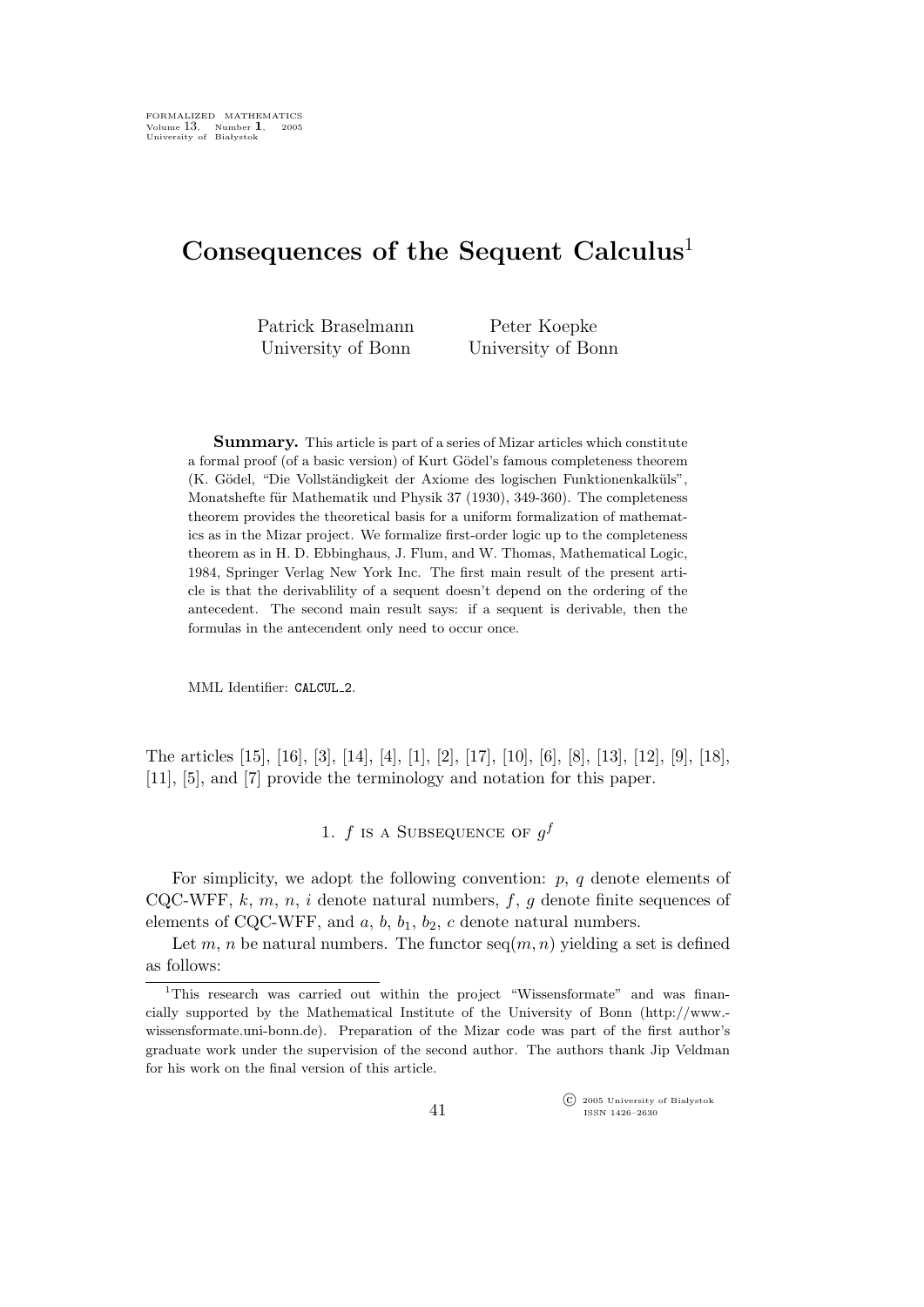# Consequences of the Sequent Calculus[1]

Patrick Braselmann
University of Bonn

Peter Koepke
University of Bonn

**Summary.** This article is part of a series of Mizar articles which constitute a formal proof (of a basic version) of Kurt Gödel's famous completeness theorem (K. Gödel, "Die Vollständigkeit der Axiome des logischen Funktionenkalküls", Monatshefte für Mathematik und Physik 37 (1930), 349-360). The completeness theorem provides the theoretical basis for a uniform formalization of mathematics as in the Mizar project. We formalize first-order logic up to the completeness theorem as in H. D. Ebbinghaus, J. Flum, and W. Thomas, Mathematical Logic, 1984, Springer Verlag New York Inc. The first main result of the present article is that the derivablility of a sequent doesn't depend on the ordering of the antecedent. The second main result says: if a sequent is derivable, then the formulas in the antecendent only need to occur once.

MML Identifier: CALCUL_2.

The articles [15], [16], [3], [14], [4], [1], [2], [17], [10], [6], [8], [13], [12], [9], [18], [11], [5], and [7] provide the terminology and notation for this paper.

## 1. $f$ is a Subsequence of $g^f$

For simplicity, we adopt the following convention: $p$, $q$ denote elements of CQC-WFF, $k$, $m$, $n$, $i$ denote natural numbers, $f$, $g$ denote finite sequences of elements of CQC-WFF, and $a$, $b$, $b_1$, $b_2$, $c$ denote natural numbers.

Let $m$, $n$ be natural numbers. The functor $\operatorname{seq}(m, n)$ yielding a set is defined as follows:

[1]This research was carried out within the project "Wissensformate" and was financially supported by the Mathematical Institute of the University of Bonn (http://www.-wissensformate.uni-bonn.de). Preparation of the Mizar code was part of the first author's graduate work under the supervision of the second author. The authors thank Jip Veldman for his work on the final version of this article.

© 2005 University of Białystok
ISSN 1426–2630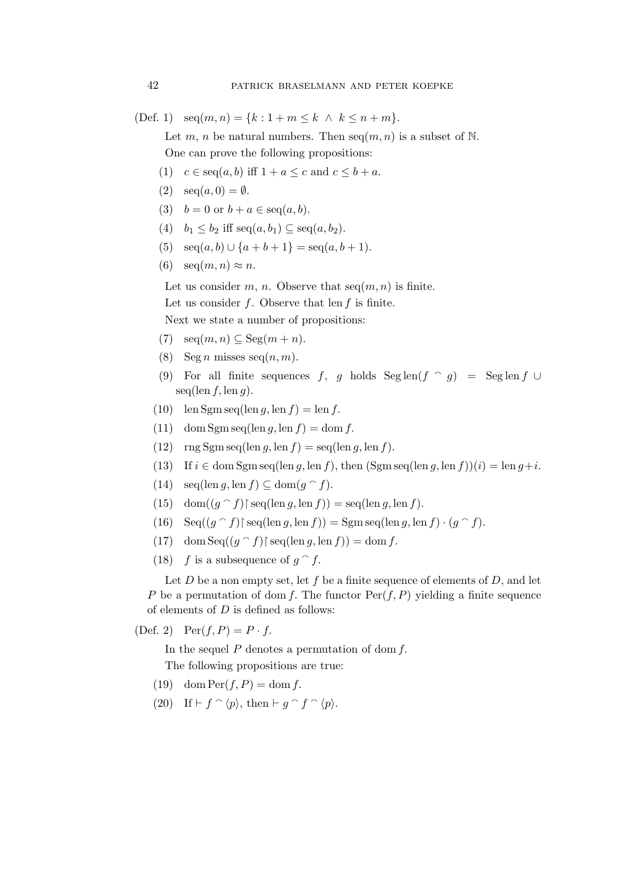(Def. 1) $\operatorname{seq}(m, n) = \{k : 1 + m \leq k \ \wedge \ k \leq n + m\}$.

Let $m$, $n$ be natural numbers. Then $\operatorname{seq}(m, n)$ is a subset of $\mathbb{N}$.

One can prove the following propositions:

(1) $c \in \operatorname{seq}(a, b)$ iff $1 + a \leq c$ and $c \leq b + a$.

(2) $\operatorname{seq}(a, 0) = \emptyset$.

(3) $b = 0$ or $b + a \in \operatorname{seq}(a, b)$.

(4) $b_1 \leq b_2$ iff $\operatorname{seq}(a, b_1) \subseteq \operatorname{seq}(a, b_2)$.

(5) $\operatorname{seq}(a, b) \cup \{a + b + 1\} = \operatorname{seq}(a, b + 1)$.

(6) $\operatorname{seq}(m, n) \approx n$.

Let us consider $m$, $n$. Observe that $\operatorname{seq}(m, n)$ is finite.

Let us consider $f$. Observe that $\operatorname{len} f$ is finite.

Next we state a number of propositions:

(7) $\operatorname{seq}(m, n) \subseteq \operatorname{Seg}(m + n)$.

(8) $\operatorname{Seg} n$ misses $\operatorname{seq}(n, m)$.

(9) For all finite sequences $f$, $g$ holds $\operatorname{Seg} \operatorname{len}(f \frown g) = \operatorname{Seg} \operatorname{len} f \cup \operatorname{seq}(\operatorname{len} f, \operatorname{len} g)$.

(10) $\operatorname{len} \operatorname{Sgm} \operatorname{seq}(\operatorname{len} g, \operatorname{len} f) = \operatorname{len} f$.

(11) $\operatorname{dom} \operatorname{Sgm} \operatorname{seq}(\operatorname{len} g, \operatorname{len} f) = \operatorname{dom} f$.

(12) $\operatorname{rng} \operatorname{Sgm} \operatorname{seq}(\operatorname{len} g, \operatorname{len} f) = \operatorname{seq}(\operatorname{len} g, \operatorname{len} f)$.

(13) If $i \in \operatorname{dom} \operatorname{Sgm} \operatorname{seq}(\operatorname{len} g, \operatorname{len} f)$, then $(\operatorname{Sgm} \operatorname{seq}(\operatorname{len} g, \operatorname{len} f))(i) = \operatorname{len} g + i$.

(14) $\operatorname{seq}(\operatorname{len} g, \operatorname{len} f) \subseteq \operatorname{dom}(g \frown f)$.

(15) $\operatorname{dom}((g \frown f) \restriction \operatorname{seq}(\operatorname{len} g, \operatorname{len} f)) = \operatorname{seq}(\operatorname{len} g, \operatorname{len} f)$.

(16) $\operatorname{Seq}((g \frown f) \restriction \operatorname{seq}(\operatorname{len} g, \operatorname{len} f)) = \operatorname{Sgm} \operatorname{seq}(\operatorname{len} g, \operatorname{len} f) \cdot (g \frown f)$.

(17) $\operatorname{dom} \operatorname{Seq}((g \frown f) \restriction \operatorname{seq}(\operatorname{len} g, \operatorname{len} f)) = \operatorname{dom} f$.

(18) $f$ is a subsequence of $g \frown f$.

Let $D$ be a non empty set, let $f$ be a finite sequence of elements of $D$, and let $P$ be a permutation of $\operatorname{dom} f$. The functor $\operatorname{Per}(f, P)$ yielding a finite sequence of elements of $D$ is defined as follows:

(Def. 2) $\operatorname{Per}(f, P) = P \cdot f$.

In the sequel $P$ denotes a permutation of $\operatorname{dom} f$.

The following propositions are true:

(19) $\operatorname{dom} \operatorname{Per}(f, P) = \operatorname{dom} f$.

(20) If $\vdash f \frown \langle p \rangle$, then $\vdash g \frown f \frown \langle p \rangle$.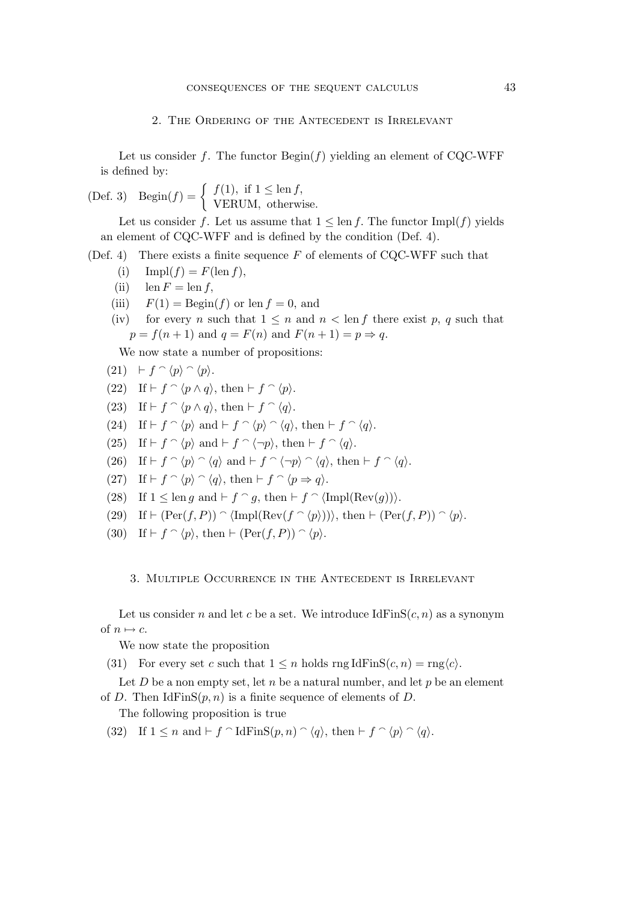## 2. The Ordering of the Antecedent is Irrelevant

Let us consider $f$. The functor $\mathrm{Begin}(f)$ yielding an element of CQC-WFF is defined by:

(Def. 3) $\mathrm{Begin}(f) = \begin{cases} f(1), \text{ if } 1 \leq \mathrm{len}\, f, \\ \mathrm{VERUM}, \text{ otherwise.} \end{cases}$

Let us consider $f$. Let us assume that $1 \leq \mathrm{len}\, f$. The functor $\mathrm{Impl}(f)$ yields an element of CQC-WFF and is defined by the condition (Def. 4).

(Def. 4) There exists a finite sequence $F$ of elements of CQC-WFF such that

- (i) $\mathrm{Impl}(f) = F(\mathrm{len}\, f)$,
- (ii) $\mathrm{len}\, F = \mathrm{len}\, f$,
- (iii) $F(1) = \mathrm{Begin}(f)$ or $\mathrm{len}\, f = 0$, and
- (iv) for every $n$ such that $1 \leq n$ and $n < \mathrm{len}\, f$ there exist $p$, $q$ such that $p = f(n+1)$ and $q = F(n)$ and $F(n+1) = p \Rightarrow q$.

We now state a number of propositions:

(21) $\vdash f \frown \langle p \rangle \frown \langle p \rangle$.

(22) If $\vdash f \frown \langle p \wedge q \rangle$, then $\vdash f \frown \langle p \rangle$.

(23) If $\vdash f \frown \langle p \wedge q \rangle$, then $\vdash f \frown \langle q \rangle$.

(24) If $\vdash f \frown \langle p \rangle$ and $\vdash f \frown \langle p \rangle \frown \langle q \rangle$, then $\vdash f \frown \langle q \rangle$.

(25) If $\vdash f \frown \langle p \rangle$ and $\vdash f \frown \langle \neg p \rangle$, then $\vdash f \frown \langle q \rangle$.

(26) If $\vdash f \frown \langle p \rangle \frown \langle q \rangle$ and $\vdash f \frown \langle \neg p \rangle \frown \langle q \rangle$, then $\vdash f \frown \langle q \rangle$.

(27) If $\vdash f \frown \langle p \rangle \frown \langle q \rangle$, then $\vdash f \frown \langle p \Rightarrow q \rangle$.

(28) If $1 \leq \mathrm{len}\, g$ and $\vdash f \frown g$, then $\vdash f \frown \langle \mathrm{Impl}(\mathrm{Rev}(g)) \rangle$.

(29) If $\vdash (\mathrm{Per}(f, P)) \frown \langle \mathrm{Impl}(\mathrm{Rev}(f \frown \langle p \rangle)) \rangle$, then $\vdash (\mathrm{Per}(f, P)) \frown \langle p \rangle$.

(30) If $\vdash f \frown \langle p \rangle$, then $\vdash (\mathrm{Per}(f, P)) \frown \langle p \rangle$.

## 3. Multiple Occurrence in the Antecedent is Irrelevant

Let us consider $n$ and let $c$ be a set. We introduce $\mathrm{IdFinS}(c, n)$ as a synonym of $n \mapsto c$.

We now state the proposition

(31) For every set $c$ such that $1 \leq n$ holds $\mathrm{rng}\, \mathrm{IdFinS}(c, n) = \mathrm{rng}\langle c \rangle$.

Let $D$ be a non empty set, let $n$ be a natural number, and let $p$ be an element of $D$. Then $\mathrm{IdFinS}(p, n)$ is a finite sequence of elements of $D$.

The following proposition is true

(32) If $1 \leq n$ and $\vdash f \frown \mathrm{IdFinS}(p, n) \frown \langle q \rangle$, then $\vdash f \frown \langle p \rangle \frown \langle q \rangle$.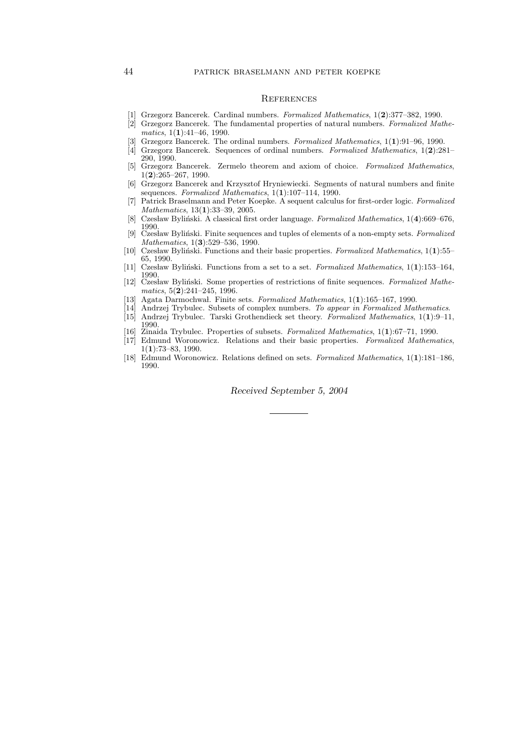## References

[1] Grzegorz Bancerek. Cardinal numbers. *Formalized Mathematics*, 1(**2**):377–382, 1990.
[2] Grzegorz Bancerek. The fundamental properties of natural numbers. *Formalized Mathematics*, 1(**1**):41–46, 1990.
[3] Grzegorz Bancerek. The ordinal numbers. *Formalized Mathematics*, 1(**1**):91–96, 1990.
[4] Grzegorz Bancerek. Sequences of ordinal numbers. *Formalized Mathematics*, 1(**2**):281–290, 1990.
[5] Grzegorz Bancerek. Zermelo theorem and axiom of choice. *Formalized Mathematics*, 1(**2**):265–267, 1990.
[6] Grzegorz Bancerek and Krzysztof Hryniewiecki. Segments of natural numbers and finite sequences. *Formalized Mathematics*, 1(**1**):107–114, 1990.
[7] Patrick Braselmann and Peter Koepke. A sequent calculus for first-order logic. *Formalized Mathematics*, 13(**1**):33–39, 2005.
[8] Czesław Byliński. A classical first order language. *Formalized Mathematics*, 1(**4**):669–676, 1990.
[9] Czesław Byliński. Finite sequences and tuples of elements of a non-empty sets. *Formalized Mathematics*, 1(**3**):529–536, 1990.
[10] Czesław Byliński. Functions and their basic properties. *Formalized Mathematics*, 1(**1**):55–65, 1990.
[11] Czesław Byliński. Functions from a set to a set. *Formalized Mathematics*, 1(**1**):153–164, 1990.
[12] Czesław Byliński. Some properties of restrictions of finite sequences. *Formalized Mathematics*, 5(**2**):241–245, 1996.
[13] Agata Darmochwał. Finite sets. *Formalized Mathematics*, 1(**1**):165–167, 1990.
[14] Andrzej Trybulec. Subsets of complex numbers. *To appear in Formalized Mathematics*.
[15] Andrzej Trybulec. Tarski Grothendieck set theory. *Formalized Mathematics*, 1(**1**):9–11, 1990.
[16] Zinaida Trybulec. Properties of subsets. *Formalized Mathematics*, 1(**1**):67–71, 1990.
[17] Edmund Woronowicz. Relations and their basic properties. *Formalized Mathematics*, 1(**1**):73–83, 1990.
[18] Edmund Woronowicz. Relations defined on sets. *Formalized Mathematics*, 1(**1**):181–186, 1990.

*Received September 5, 2004*